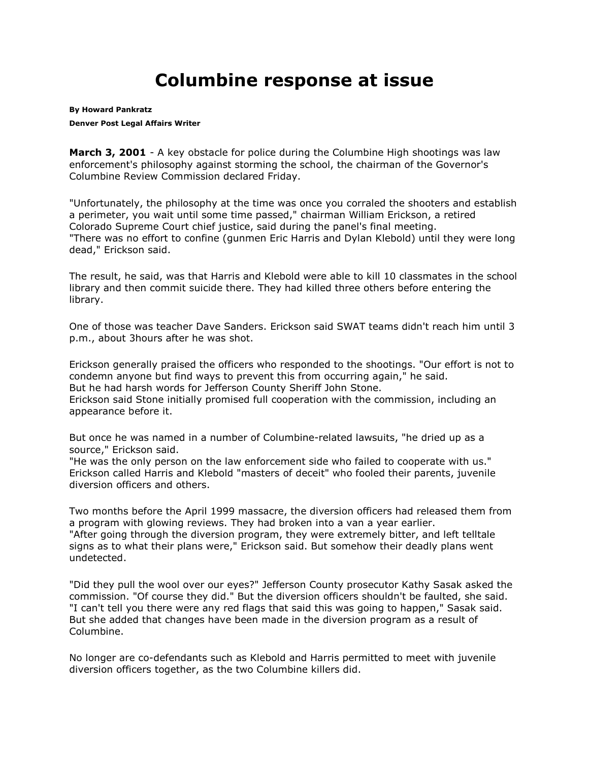# Columbine response at issue

**By Howard Pankratz**

**Denver Post Legal Affairs Writer**

**March 3, 2001** - A key obstacle for police during the Columbine High shootings was law enforcement's philosophy against storming the school, the chairman of the Governor's Columbine Review Commission declared Friday.

"Unfortunately, the philosophy at the time was once you corraled the shooters and establish a perimeter, you wait until some time passed," chairman William Erickson, a retired Colorado Supreme Court chief justice, said during the panel's final meeting.
"There was no effort to confine (gunmen Eric Harris and Dylan Klebold) until they were long dead," Erickson said.

The result, he said, was that Harris and Klebold were able to kill 10 classmates in the school library and then commit suicide there. They had killed three others before entering the library.

One of those was teacher Dave Sanders. Erickson said SWAT teams didn't reach him until 3 p.m., about 3hours after he was shot.

Erickson generally praised the officers who responded to the shootings. "Our effort is not to condemn anyone but find ways to prevent this from occurring again," he said.
But he had harsh words for Jefferson County Sheriff John Stone.
Erickson said Stone initially promised full cooperation with the commission, including an appearance before it.

But once he was named in a number of Columbine-related lawsuits, "he dried up as a source," Erickson said.
"He was the only person on the law enforcement side who failed to cooperate with us."
Erickson called Harris and Klebold "masters of deceit" who fooled their parents, juvenile diversion officers and others.

Two months before the April 1999 massacre, the diversion officers had released them from a program with glowing reviews. They had broken into a van a year earlier.
"After going through the diversion program, they were extremely bitter, and left telltale signs as to what their plans were," Erickson said. But somehow their deadly plans went undetected.

"Did they pull the wool over our eyes?" Jefferson County prosecutor Kathy Sasak asked the commission. "Of course they did." But the diversion officers shouldn't be faulted, she said. "I can't tell you there were any red flags that said this was going to happen," Sasak said. But she added that changes have been made in the diversion program as a result of Columbine.

No longer are co-defendants such as Klebold and Harris permitted to meet with juvenile diversion officers together, as the two Columbine killers did.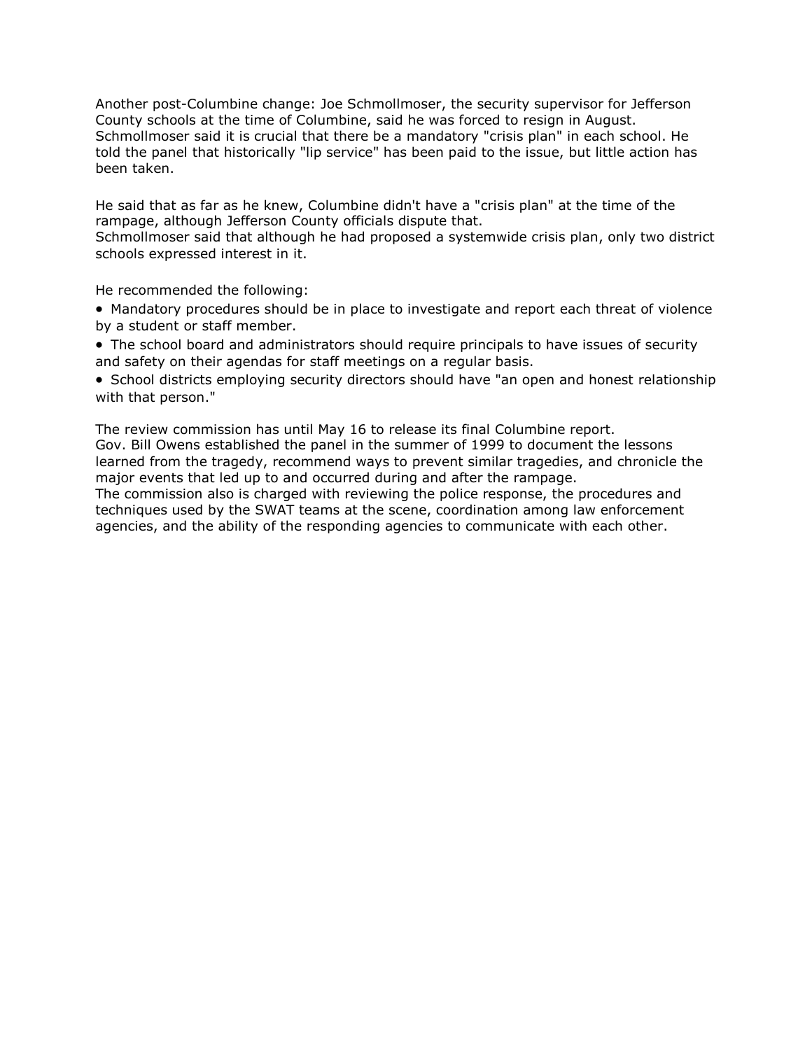Another post-Columbine change: Joe Schmollmoser, the security supervisor for Jefferson County schools at the time of Columbine, said he was forced to resign in August. Schmollmoser said it is crucial that there be a mandatory "crisis plan" in each school. He told the panel that historically "lip service" has been paid to the issue, but little action has been taken.

He said that as far as he knew, Columbine didn't have a "crisis plan" at the time of the rampage, although Jefferson County officials dispute that.
Schmollmoser said that although he had proposed a systemwide crisis plan, only two district schools expressed interest in it.

He recommended the following:

- Mandatory procedures should be in place to investigate and report each threat of violence by a student or staff member.
- The school board and administrators should require principals to have issues of security and safety on their agendas for staff meetings on a regular basis.
- School districts employing security directors should have "an open and honest relationship with that person."

The review commission has until May 16 to release its final Columbine report.
Gov. Bill Owens established the panel in the summer of 1999 to document the lessons learned from the tragedy, recommend ways to prevent similar tragedies, and chronicle the major events that led up to and occurred during and after the rampage.
The commission also is charged with reviewing the police response, the procedures and techniques used by the SWAT teams at the scene, coordination among law enforcement agencies, and the ability of the responding agencies to communicate with each other.